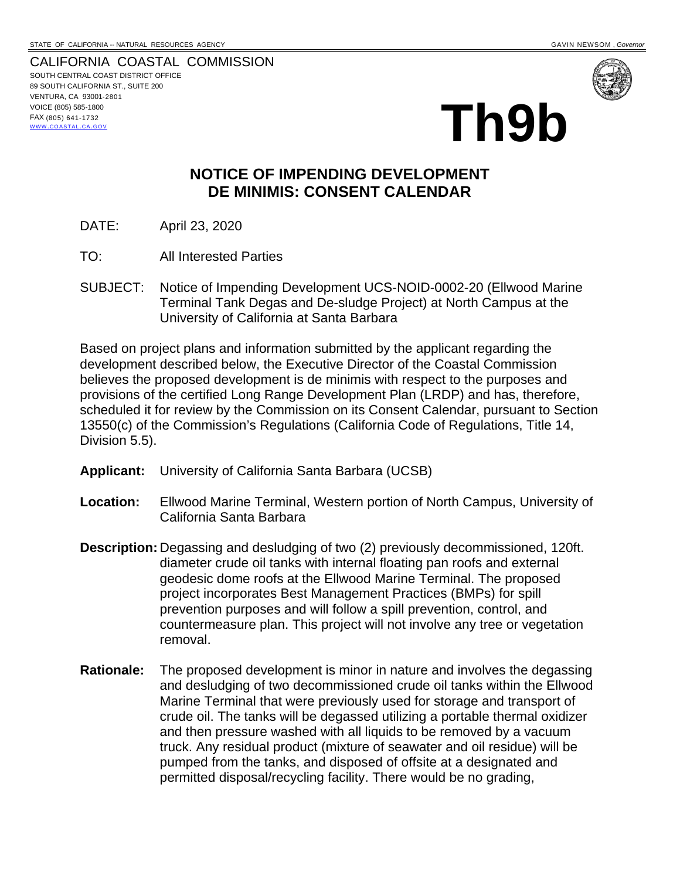STATE OF CALIFORNIA -- NATURAL RESOURCES AGENCY GAVIN NEWSOM, *Governor*

CALIFORNIA COASTAL COMMISSION
SOUTH CENTRAL COAST DISTRICT OFFICE
89 SOUTH CALIFORNIA ST., SUITE 200
VENTURA, CA 93001-2801
VOICE (805) 585-1800
FAX (805) 641-1732
WWW.COASTAL.CA.GOV

# Th9b

## NOTICE OF IMPENDING DEVELOPMENT
## DE MINIMIS: CONSENT CALENDAR

DATE: April 23, 2020

TO: All Interested Parties

SUBJECT: Notice of Impending Development UCS-NOID-0002-20 (Ellwood Marine Terminal Tank Degas and De-sludge Project) at North Campus at the University of California at Santa Barbara

Based on project plans and information submitted by the applicant regarding the development described below, the Executive Director of the Coastal Commission believes the proposed development is de minimis with respect to the purposes and provisions of the certified Long Range Development Plan (LRDP) and has, therefore, scheduled it for review by the Commission on its Consent Calendar, pursuant to Section 13550(c) of the Commission's Regulations (California Code of Regulations, Title 14, Division 5.5).

**Applicant:** University of California Santa Barbara (UCSB)

**Location:** Ellwood Marine Terminal, Western portion of North Campus, University of California Santa Barbara

**Description:** Degassing and desludging of two (2) previously decommissioned, 120ft. diameter crude oil tanks with internal floating pan roofs and external geodesic dome roofs at the Ellwood Marine Terminal. The proposed project incorporates Best Management Practices (BMPs) for spill prevention purposes and will follow a spill prevention, control, and countermeasure plan. This project will not involve any tree or vegetation removal.

**Rationale:** The proposed development is minor in nature and involves the degassing and desludging of two decommissioned crude oil tanks within the Ellwood Marine Terminal that were previously used for storage and transport of crude oil. The tanks will be degassed utilizing a portable thermal oxidizer and then pressure washed with all liquids to be removed by a vacuum truck. Any residual product (mixture of seawater and oil residue) will be pumped from the tanks, and disposed of offsite at a designated and permitted disposal/recycling facility. There would be no grading,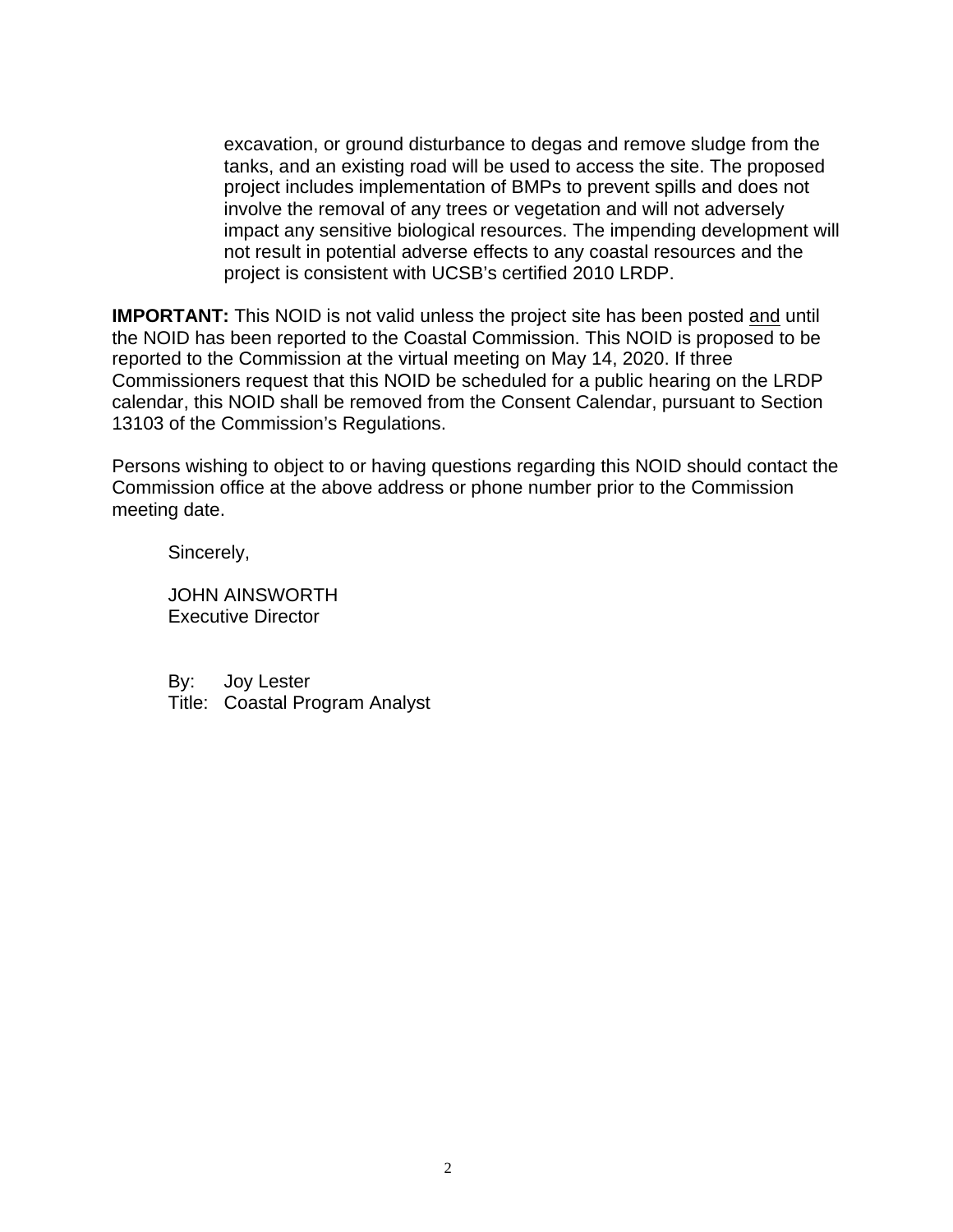excavation, or ground disturbance to degas and remove sludge from the tanks, and an existing road will be used to access the site. The proposed project includes implementation of BMPs to prevent spills and does not involve the removal of any trees or vegetation and will not adversely impact any sensitive biological resources. The impending development will not result in potential adverse effects to any coastal resources and the project is consistent with UCSB's certified 2010 LRDP.

**IMPORTANT:** This NOID is not valid unless the project site has been posted and until the NOID has been reported to the Coastal Commission. This NOID is proposed to be reported to the Commission at the virtual meeting on May 14, 2020. If three Commissioners request that this NOID be scheduled for a public hearing on the LRDP calendar, this NOID shall be removed from the Consent Calendar, pursuant to Section 13103 of the Commission's Regulations.

Persons wishing to object to or having questions regarding this NOID should contact the Commission office at the above address or phone number prior to the Commission meeting date.

Sincerely,

JOHN AINSWORTH
Executive Director

By: Joy Lester
Title: Coastal Program Analyst